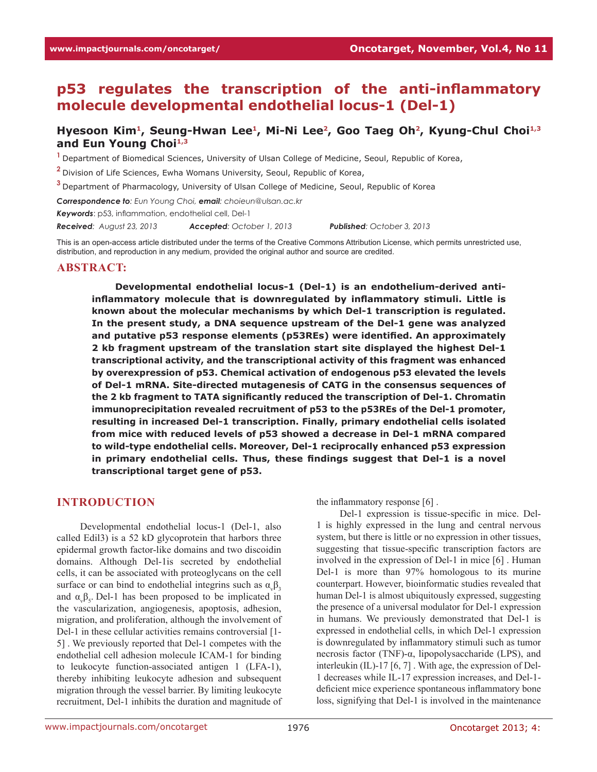# p53 regulates the transcription of the anti-inflammatory molecule developmental endothelial locus-1 (Del-1)

**Hyesoon Kim[1], Seung-Hwan Lee[1], Mi-Ni Lee[2], Goo Taeg Oh[2], Kyung-Chul Choi[1,3] and Eun Young Choi[1,3]**

[1] Department of Biomedical Sciences, University of Ulsan College of Medicine, Seoul, Republic of Korea,

[2] Division of Life Sciences, Ewha Womans University, Seoul, Republic of Korea,

[3] Department of Pharmacology, University of Ulsan College of Medicine, Seoul, Republic of Korea

***Correspondence to**: Eun Young Choi, **email**: choieun@ulsan.ac.kr*

***Keywords***: p53, inflammation, endothelial cell, Del-1

***Received**: August 23, 2013* *__Accepted__: October 1, 2013* *__Published__: October 3, 2013*

This is an open-access article distributed under the terms of the Creative Commons Attribution License, which permits unrestricted use, distribution, and reproduction in any medium, provided the original author and source are credited.

## ABSTRACT:

**Developmental endothelial locus-1 (Del-1) is an endothelium-derived anti-inflammatory molecule that is downregulated by inflammatory stimuli. Little is known about the molecular mechanisms by which Del-1 transcription is regulated. In the present study, a DNA sequence upstream of the Del-1 gene was analyzed and putative p53 response elements (p53REs) were identified. An approximately 2 kb fragment upstream of the translation start site displayed the highest Del-1 transcriptional activity, and the transcriptional activity of this fragment was enhanced by overexpression of p53. Chemical activation of endogenous p53 elevated the levels of Del-1 mRNA. Site-directed mutagenesis of CATG in the consensus sequences of the 2 kb fragment to TATA significantly reduced the transcription of Del-1. Chromatin immunoprecipitation revealed recruitment of p53 to the p53REs of the Del-1 promoter, resulting in increased Del-1 transcription. Finally, primary endothelial cells isolated from mice with reduced levels of p53 showed a decrease in Del-1 mRNA compared to wild-type endothelial cells. Moreover, Del-1 reciprocally enhanced p53 expression in primary endothelial cells. Thus, these findings suggest that Del-1 is a novel transcriptional target gene of p53.**

## INTRODUCTION

Developmental endothelial locus-1 (Del-1, also called Edil3) is a 52 kD glycoprotein that harbors three epidermal growth factor-like domains and two discoidin domains. Although Del-1is secreted by endothelial cells, it can be associated with proteoglycans on the cell surface or can bind to endothelial integrins such as $\alpha_v\beta_3$ and $\alpha_v\beta_5$. Del-1 has been proposed to be implicated in the vascularization, angiogenesis, apoptosis, adhesion, migration, and proliferation, although the involvement of Del-1 in these cellular activities remains controversial [1-5] . We previously reported that Del-1 competes with the endothelial cell adhesion molecule ICAM-1 for binding to leukocyte function-associated antigen 1 (LFA-1), thereby inhibiting leukocyte adhesion and subsequent migration through the vessel barrier. By limiting leukocyte recruitment, Del-1 inhibits the duration and magnitude of the inflammatory response [6] .

Del-1 expression is tissue-specific in mice. Del-1 is highly expressed in the lung and central nervous system, but there is little or no expression in other tissues, suggesting that tissue-specific transcription factors are involved in the expression of Del-1 in mice [6] . Human Del-1 is more than 97% homologous to its murine counterpart. However, bioinformatic studies revealed that human Del-1 is almost ubiquitously expressed, suggesting the presence of a universal modulator for Del-1 expression in humans. We previously demonstrated that Del-1 is expressed in endothelial cells, in which Del-1 expression is downregulated by inflammatory stimuli such as tumor necrosis factor (TNF)-α, lipopolysaccharide (LPS), and interleukin (IL)-17 [6, 7] . With age, the expression of Del-1 decreases while IL-17 expression increases, and Del-1-deficient mice experience spontaneous inflammatory bone loss, signifying that Del-1 is involved in the maintenance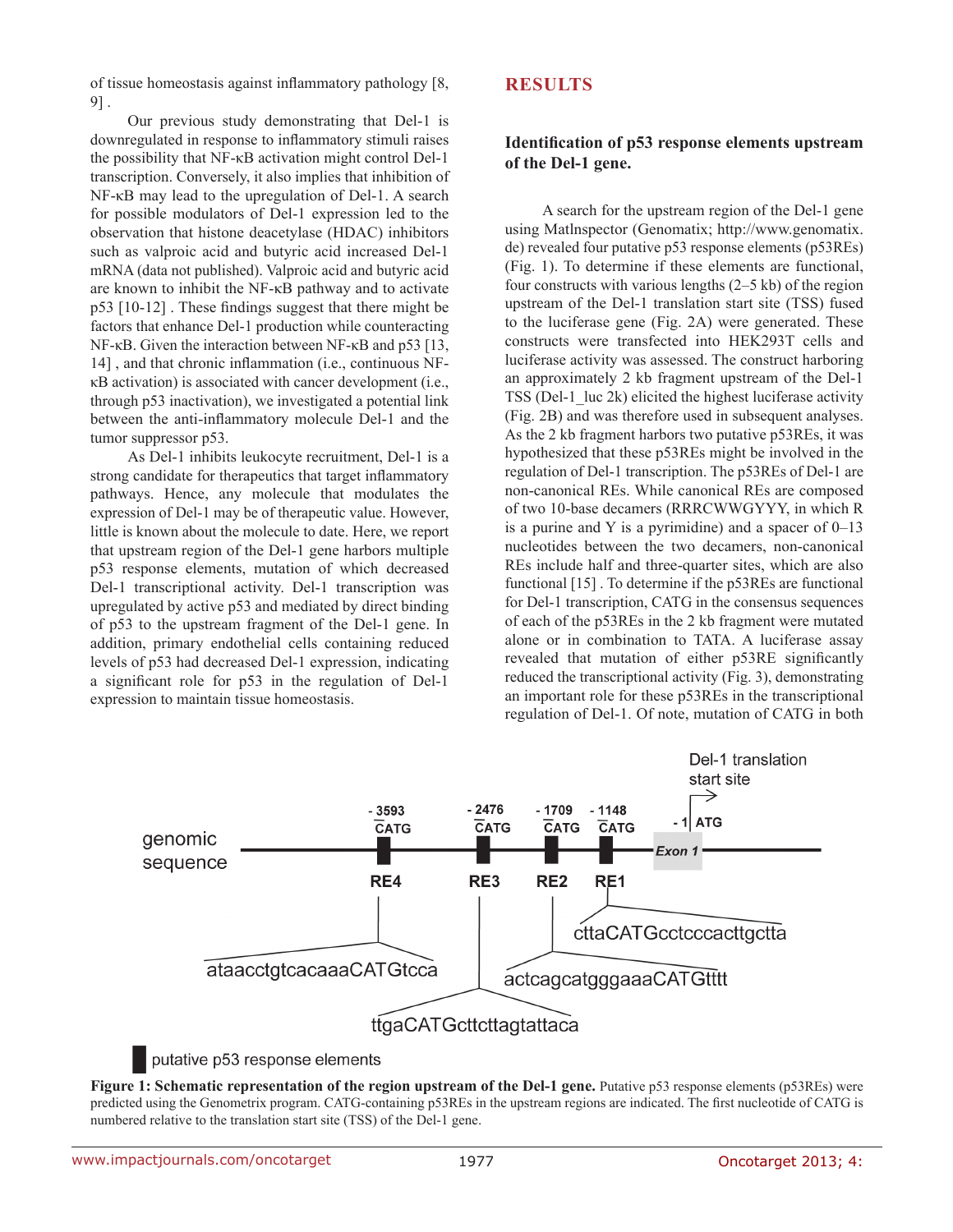of tissue homeostasis against inflammatory pathology [8, 9] .

Our previous study demonstrating that Del-1 is downregulated in response to inflammatory stimuli raises the possibility that NF-κB activation might control Del-1 transcription. Conversely, it also implies that inhibition of NF-κB may lead to the upregulation of Del-1. A search for possible modulators of Del-1 expression led to the observation that histone deacetylase (HDAC) inhibitors such as valproic acid and butyric acid increased Del-1 mRNA (data not published). Valproic acid and butyric acid are known to inhibit the NF-κB pathway and to activate p53 [10-12] . These findings suggest that there might be factors that enhance Del-1 production while counteracting NF-κB. Given the interaction between NF-κB and p53 [13, 14] , and that chronic inflammation (i.e., continuous NF-κB activation) is associated with cancer development (i.e., through p53 inactivation), we investigated a potential link between the anti-inflammatory molecule Del-1 and the tumor suppressor p53.

As Del-1 inhibits leukocyte recruitment, Del-1 is a strong candidate for therapeutics that target inflammatory pathways. Hence, any molecule that modulates the expression of Del-1 may be of therapeutic value. However, little is known about the molecule to date. Here, we report that upstream region of the Del-1 gene harbors multiple p53 response elements, mutation of which decreased Del-1 transcriptional activity. Del-1 transcription was upregulated by active p53 and mediated by direct binding of p53 to the upstream fragment of the Del-1 gene. In addition, primary endothelial cells containing reduced levels of p53 had decreased Del-1 expression, indicating a significant role for p53 in the regulation of Del-1 expression to maintain tissue homeostasis.

## RESULTS

### Identification of p53 response elements upstream of the Del-1 gene.

A search for the upstream region of the Del-1 gene using MatInspector (Genomatix; http://www.genomatix.de) revealed four putative p53 response elements (p53REs) (Fig. 1). To determine if these elements are functional, four constructs with various lengths (2–5 kb) of the region upstream of the Del-1 translation start site (TSS) fused to the luciferase gene (Fig. 2A) were generated. These constructs were transfected into HEK293T cells and luciferase activity was assessed. The construct harboring an approximately 2 kb fragment upstream of the Del-1 TSS (Del-1_luc 2k) elicited the highest luciferase activity (Fig. 2B) and was therefore used in subsequent analyses. As the 2 kb fragment harbors two putative p53REs, it was hypothesized that these p53REs might be involved in the regulation of Del-1 transcription. The p53REs of Del-1 are non-canonical REs. While canonical REs are composed of two 10-base decamers (RRRCWWGYYY, in which R is a purine and Y is a pyrimidine) and a spacer of 0–13 nucleotides between the two decamers, non-canonical REs include half and three-quarter sites, which are also functional [15] . To determine if the p53REs are functional for Del-1 transcription, CATG in the consensus sequences of each of the p53REs in the 2 kb fragment were mutated alone or in combination to TATA. A luciferase assay revealed that mutation of either p53RE significantly reduced the transcriptional activity (Fig. 3), demonstrating an important role for these p53REs in the transcriptional regulation of Del-1. Of note, mutation of CATG in both

**Figure 1: Schematic representation of the region upstream of the Del-1 gene.** Putative p53 response elements (p53REs) were predicted using the Genometrix program. CATG-containing p53REs in the upstream regions are indicated. The first nucleotide of CATG is numbered relative to the translation start site (TSS) of the Del-1 gene.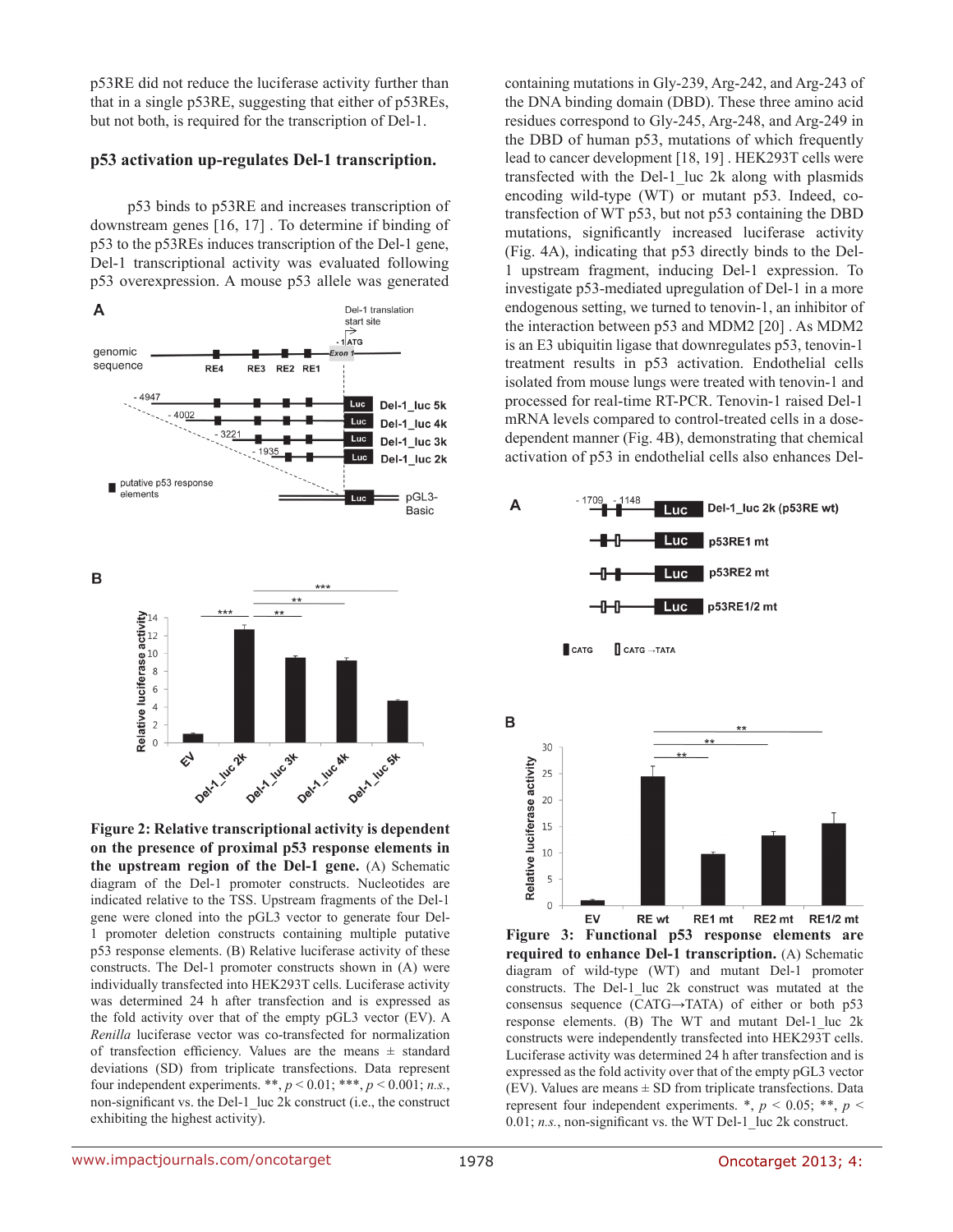p53RE did not reduce the luciferase activity further than that in a single p53RE, suggesting that either of p53REs, but not both, is required for the transcription of Del-1.

### p53 activation up-regulates Del-1 transcription.

p53 binds to p53RE and increases transcription of downstream genes [16, 17] . To determine if binding of p53 to the p53REs induces transcription of the Del-1 gene, Del-1 transcriptional activity was evaluated following p53 overexpression. A mouse p53 allele was generated containing mutations in Gly-239, Arg-242, and Arg-243 of the DNA binding domain (DBD). These three amino acid residues correspond to Gly-245, Arg-248, and Arg-249 in the DBD of human p53, mutations of which frequently lead to cancer development [18, 19] . HEK293T cells were transfected with the Del-1_luc 2k along with plasmids encoding wild-type (WT) or mutant p53. Indeed, co-transfection of WT p53, but not p53 containing the DBD mutations, significantly increased luciferase activity (Fig. 4A), indicating that p53 directly binds to the Del-1 upstream fragment, inducing Del-1 expression. To investigate p53-mediated upregulation of Del-1 in a more endogenous setting, we turned to tenovin-1, an inhibitor of the interaction between p53 and MDM2 [20] . As MDM2 is an E3 ubiquitin ligase that downregulates p53, tenovin-1 treatment results in p53 activation. Endothelial cells isolated from mouse lungs were treated with tenovin-1 and processed for real-time RT-PCR. Tenovin-1 raised Del-1 mRNA levels compared to control-treated cells in a dose-dependent manner (Fig. 4B), demonstrating that chemical activation of p53 in endothelial cells also enhances Del-

**Figure 2: Relative transcriptional activity is dependent on the presence of proximal p53 response elements in the upstream region of the Del-1 gene.** (A) Schematic diagram of the Del-1 promoter constructs. Nucleotides are indicated relative to the TSS. Upstream fragments of the Del-1 gene were cloned into the pGL3 vector to generate four Del-1 promoter deletion constructs containing multiple putative p53 response elements. (B) Relative luciferase activity of these constructs. The Del-1 promoter constructs shown in (A) were individually transfected into HEK293T cells. Luciferase activity was determined 24 h after transfection and is expressed as the fold activity over that of the empty pGL3 vector (EV). A *Renilla* luciferase vector was co-transfected for normalization of transfection efficiency. Values are the means ± standard deviations (SD) from triplicate transfections. Data represent four independent experiments. **, $p < 0.01$; ***, $p < 0.001$; *n.s.*, non-significant vs. the Del-1_luc 2k construct (i.e., the construct exhibiting the highest activity).

**Figure 3: Functional p53 response elements are required to enhance Del-1 transcription.** (A) Schematic diagram of wild-type (WT) and mutant Del-1 promoter constructs. The Del-1_luc 2k construct was mutated at the consensus sequence (CATG→TATA) of either or both p53 response elements. (B) The WT and mutant Del-1_luc 2k constructs were independently transfected into HEK293T cells. Luciferase activity was determined 24 h after transfection and is expressed as the fold activity over that of the empty pGL3 vector (EV). Values are means ± SD from triplicate transfections. Data represent four independent experiments. *, $p < 0.05$; **, $p < 0.01$; *n.s.*, non-significant vs. the WT Del-1_luc 2k construct.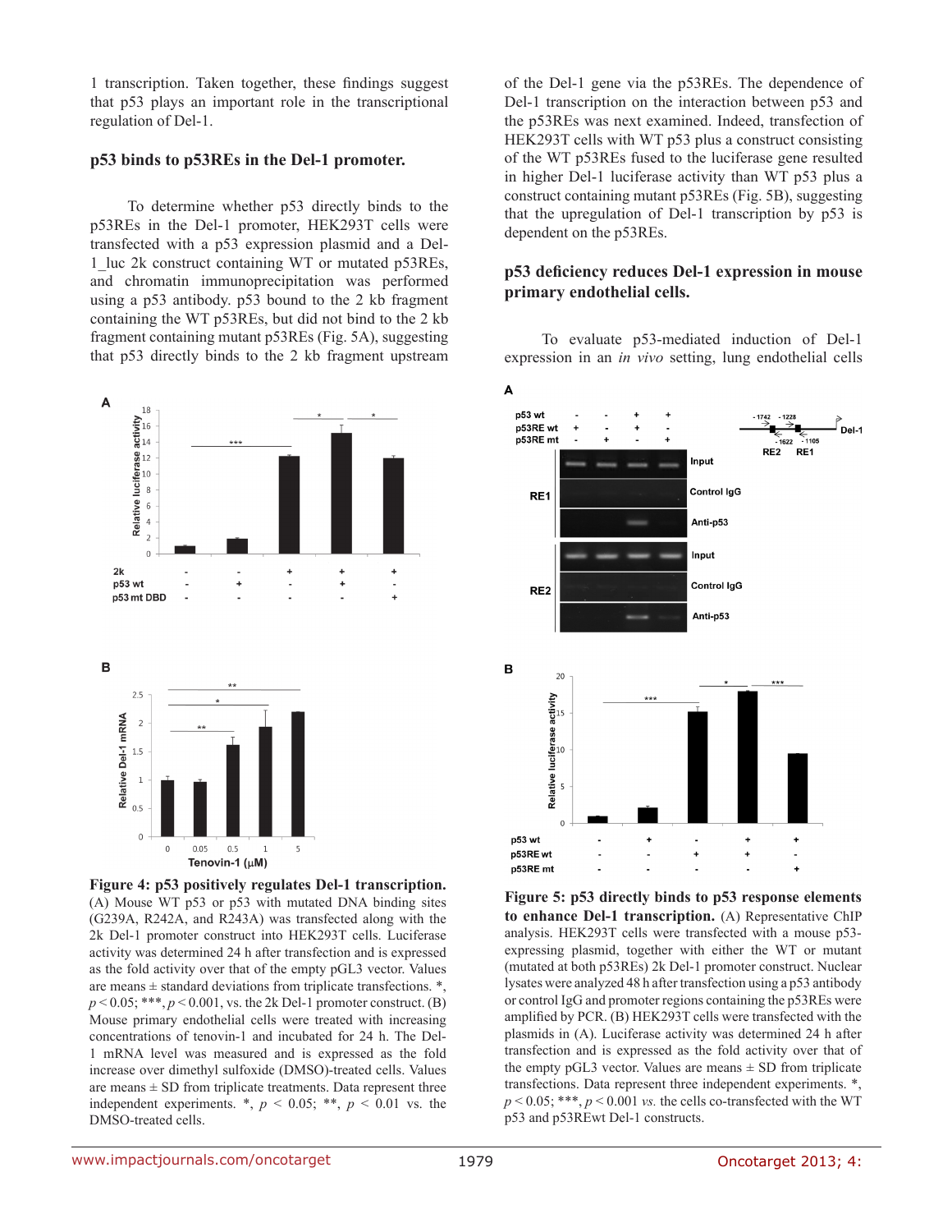1 transcription. Taken together, these findings suggest that p53 plays an important role in the transcriptional regulation of Del-1.

### p53 binds to p53REs in the Del-1 promoter.

To determine whether p53 directly binds to the p53REs in the Del-1 promoter, HEK293T cells were transfected with a p53 expression plasmid and a Del-1_luc 2k construct containing WT or mutated p53REs, and chromatin immunoprecipitation was performed using a p53 antibody. p53 bound to the 2 kb fragment containing the WT p53REs, but did not bind to the 2 kb fragment containing mutant p53REs (Fig. 5A), suggesting that p53 directly binds to the 2 kb fragment upstream of the Del-1 gene via the p53REs. The dependence of Del-1 transcription on the interaction between p53 and the p53REs was next examined. Indeed, transfection of HEK293T cells with WT p53 plus a construct consisting of the WT p53REs fused to the luciferase gene resulted in higher Del-1 luciferase activity than WT p53 plus a construct containing mutant p53REs (Fig. 5B), suggesting that the upregulation of Del-1 transcription by p53 is dependent on the p53REs.

### p53 deficiency reduces Del-1 expression in mouse primary endothelial cells.

To evaluate p53-mediated induction of Del-1 expression in an *in vivo* setting, lung endothelial cells

**Figure 4: p53 positively regulates Del-1 transcription.** (A) Mouse WT p53 or p53 with mutated DNA binding sites (G239A, R242A, and R243A) was transfected along with the 2k Del-1 promoter construct into HEK293T cells. Luciferase activity was determined 24 h after transfection and is expressed as the fold activity over that of the empty pGL3 vector. Values are means ± standard deviations from triplicate transfections. *, $p < 0.05$; ***, $p < 0.001$, vs. the 2k Del-1 promoter construct. (B) Mouse primary endothelial cells were treated with increasing concentrations of tenovin-1 and incubated for 24 h. The Del-1 mRNA level was measured and is expressed as the fold increase over dimethyl sulfoxide (DMSO)-treated cells. Values are means ± SD from triplicate treatments. Data represent three independent experiments. *, $p < 0.05$; **, $p < 0.01$ vs. the DMSO-treated cells.

**Figure 5: p53 directly binds to p53 response elements to enhance Del-1 transcription.** (A) Representative ChIP analysis. HEK293T cells were transfected with a mouse p53-expressing plasmid, together with either the WT or mutant (mutated at both p53REs) 2k Del-1 promoter construct. Nuclear lysates were analyzed 48 h after transfection using a p53 antibody or control IgG and promoter regions containing the p53REs were amplified by PCR. (B) HEK293T cells were transfected with the plasmids in (A). Luciferase activity was determined 24 h after transfection and is expressed as the fold activity over that of the empty pGL3 vector. Values are means ± SD from triplicate transfections. Data represent three independent experiments. *, $p < 0.05$; ***, $p < 0.001$ *vs.* the cells co-transfected with the WT p53 and p53REwt Del-1 constructs.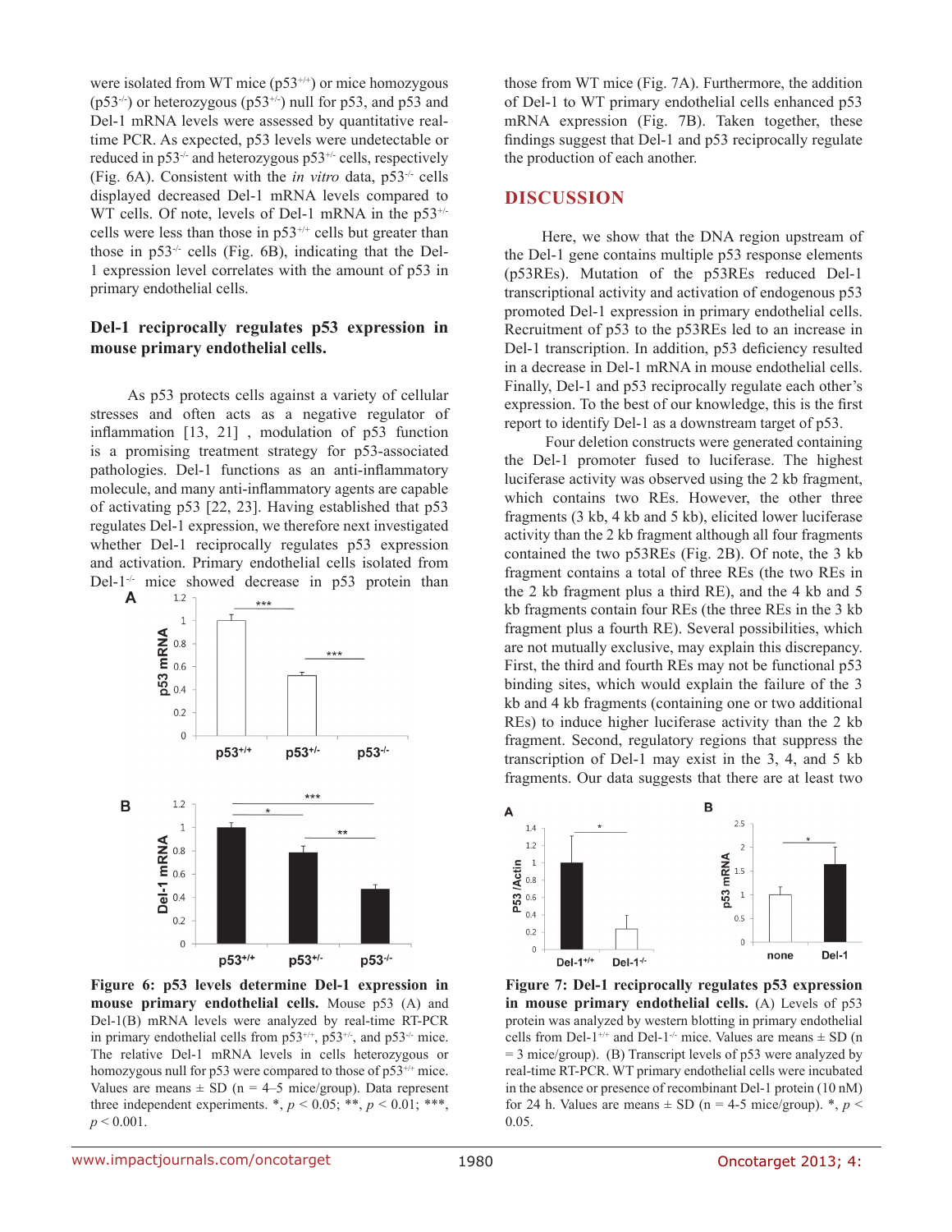were isolated from WT mice ($p53^{+/+}$) or mice homozygous ($p53^{-/-}$) or heterozygous ($p53^{+/-}$) null for p53, and p53 and Del-1 mRNA levels were assessed by quantitative real-time PCR. As expected, p53 levels were undetectable or reduced in $p53^{-/-}$ and heterozygous $p53^{+/-}$ cells, respectively (Fig. 6A). Consistent with the *in vitro* data, $p53^{-/-}$ cells displayed decreased Del-1 mRNA levels compared to WT cells. Of note, levels of Del-1 mRNA in the $p53^{+/-}$ cells were less than those in $p53^{+/+}$ cells but greater than those in $p53^{-/-}$ cells (Fig. 6B), indicating that the Del-1 expression level correlates with the amount of p53 in primary endothelial cells.

### Del-1 reciprocally regulates p53 expression in mouse primary endothelial cells.

As p53 protects cells against a variety of cellular stresses and often acts as a negative regulator of inflammation [13, 21] , modulation of p53 function is a promising treatment strategy for p53-associated pathologies. Del-1 functions as an anti-inflammatory molecule, and many anti-inflammatory agents are capable of activating p53 [22, 23]. Having established that p53 regulates Del-1 expression, we therefore next investigated whether Del-1 reciprocally regulates p53 expression and activation. Primary endothelial cells isolated from Del-$1^{-/-}$ mice showed decrease in p53 protein than those from WT mice (Fig. 7A). Furthermore, the addition of Del-1 to WT primary endothelial cells enhanced p53 mRNA expression (Fig. 7B). Taken together, these findings suggest that Del-1 and p53 reciprocally regulate the production of each another.

**Figure 6: p53 levels determine Del-1 expression in mouse primary endothelial cells.** Mouse p53 (A) and Del-1(B) mRNA levels were analyzed by real-time RT-PCR in primary endothelial cells from $p53^{+/+}$, $p53^{+/-}$, and $p53^{-/-}$ mice. The relative Del-1 mRNA levels in cells heterozygous or homozygous null for p53 were compared to those of $p53^{+/+}$ mice. Values are means ± SD (n = 4–5 mice/group). Data represent three independent experiments. *, $p < 0.05$; **, $p < 0.01$; ***, $p < 0.001$.

## DISCUSSION

Here, we show that the DNA region upstream of the Del-1 gene contains multiple p53 response elements (p53REs). Mutation of the p53REs reduced Del-1 transcriptional activity and activation of endogenous p53 promoted Del-1 expression in primary endothelial cells. Recruitment of p53 to the p53REs led to an increase in Del-1 transcription. In addition, p53 deficiency resulted in a decrease in Del-1 mRNA in mouse endothelial cells. Finally, Del-1 and p53 reciprocally regulate each other's expression. To the best of our knowledge, this is the first report to identify Del-1 as a downstream target of p53.

Four deletion constructs were generated containing the Del-1 promoter fused to luciferase. The highest luciferase activity was observed using the 2 kb fragment, which contains two REs. However, the other three fragments (3 kb, 4 kb and 5 kb), elicited lower luciferase activity than the 2 kb fragment although all four fragments contained the two p53REs (Fig. 2B). Of note, the 3 kb fragment contains a total of three REs (the two REs in the 2 kb fragment plus a third RE), and the 4 kb and 5 kb fragments contain four REs (the three REs in the 3 kb fragment plus a fourth RE). Several possibilities, which are not mutually exclusive, may explain this discrepancy. First, the third and fourth REs may not be functional p53 binding sites, which would explain the failure of the 3 kb and 4 kb fragments (containing one or two additional REs) to induce higher luciferase activity than the 2 kb fragment. Second, regulatory regions that suppress the transcription of Del-1 may exist in the 3, 4, and 5 kb fragments. Our data suggests that there are at least two

**Figure 7: Del-1 reciprocally regulates p53 expression in mouse primary endothelial cells.** (A) Levels of p53 protein was analyzed by western blotting in primary endothelial cells from Del-$1^{+/+}$ and Del-$1^{-/-}$ mice. Values are means ± SD (n = 3 mice/group). (B) Transcript levels of p53 were analyzed by real-time RT-PCR. WT primary endothelial cells were incubated in the absence or presence of recombinant Del-1 protein (10 nM) for 24 h. Values are means ± SD (n = 4-5 mice/group). *, $p < 0.05$.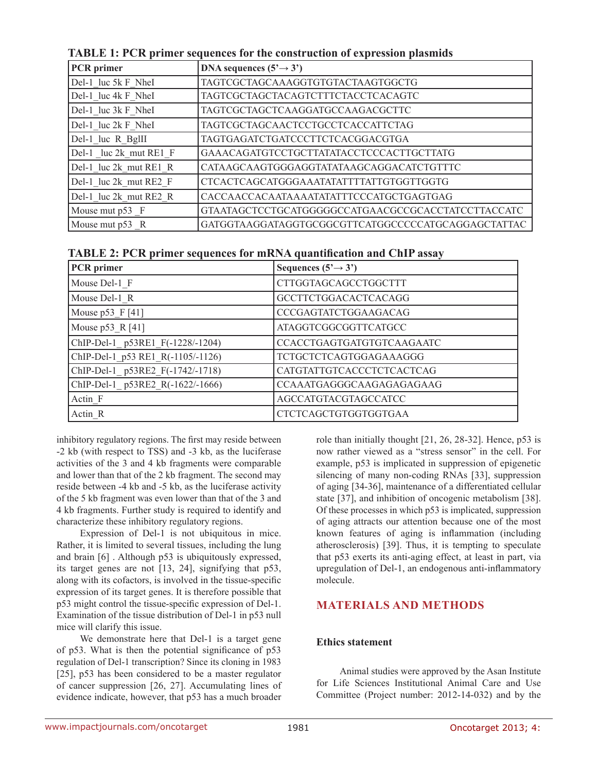**TABLE 1: PCR primer sequences for the construction of expression plasmids**

| PCR primer | DNA sequences (5'→ 3') |
|---|---|
| Del-1_luc 5k F_NheI | TAGTCGCTAGCAAAGGTGTGTACTAAGTGGCTG |
| Del-1_luc 4k F_NheI | TAGTCGCTAGCTACAGTCTTTCTACCTCACAGTC |
| Del-1_luc 3k F_NheI | TAGTCGCTAGCTCAAGGATGCCAAGACGCTTC |
| Del-1_luc 2k F_NheI | TAGTCGCTAGCAACTCCTGCCTCACCATTCTAG |
| Del-1_luc R_BglII | TAGTGAGATCTGATCCCTTCTCACGGACGTGA |
| Del-1 _luc 2k_mut RE1_F | GAAACAGATGTCCTGCTTATATACCTCCCACTTGCTTATG |
| Del-1_luc 2k_mut RE1_R | CATAAGCAAGTGGGAGGTATATAAGCAGGACATCTGTTTC |
| Del-1_luc 2k_mut RE2_F | CTCACTCAGCATGGGAAATATATTTTATTGTGGTTGGTG |
| Del-1_luc 2k_mut RE2_R | CACCAACCACAATAAAATATATTTCCCATGCTGAGTGAG |
| Mouse mut p53 _F | GTAATAGCTCCTGCATGGGGGCCATGAACCGCCGCACCTATCCTTACCATC |
| Mouse mut p53 _R | GATGGTAAGGATAGGTGCGGCGTTCATGGCCCCCATGCAGGAGCTATTAC |

**TABLE 2: PCR primer sequences for mRNA quantification and ChIP assay**

| PCR primer | Sequences (5'→ 3') |
|---|---|
| Mouse Del-1_F | CTTGGTAGCAGCCTGGCTTT |
| Mouse Del-1_R | GCCTTCTGGACACTCACAGG |
| Mouse p53_F [41] | CCCGAGTATCTGGAAGACAG |
| Mouse p53_R [41] | ATAGGTCGGCGGTTCATGCC |
| ChIP-Del-1_ p53RE1_F(-1228/-1204) | CCACCTGAGTGATGTGTCAAGAATC |
| ChIP-Del-1_p53 RE1_R(-1105/-1126) | TCTGCTCTCAGTGGAGAAAGGG |
| ChIP-Del-1_ p53RE2_F(-1742/-1718) | CATGTATTGTCACCCTCTCACTCAG |
| ChIP-Del-1_ p53RE2_R(-1622/-1666) | CCAAATGAGGGCAAGAGAGAGAAG |
| Actin_F | AGCCATGTACGTAGCCATCC |
| Actin_R | CTCTCAGCTGTGGTGGTGAA |

inhibitory regulatory regions. The first may reside between -2 kb (with respect to TSS) and -3 kb, as the luciferase activities of the 3 and 4 kb fragments were comparable and lower than that of the 2 kb fragment. The second may reside between -4 kb and -5 kb, as the luciferase activity of the 5 kb fragment was even lower than that of the 3 and 4 kb fragments. Further study is required to identify and characterize these inhibitory regulatory regions.

Expression of Del-1 is not ubiquitous in mice. Rather, it is limited to several tissues, including the lung and brain [6] . Although p53 is ubiquitously expressed, its target genes are not [13, 24], signifying that p53, along with its cofactors, is involved in the tissue-specific expression of its target genes. It is therefore possible that p53 might control the tissue-specific expression of Del-1. Examination of the tissue distribution of Del-1 in p53 null mice will clarify this issue.

We demonstrate here that Del-1 is a target gene of p53. What is then the potential significance of p53 regulation of Del-1 transcription? Since its cloning in 1983 [25], p53 has been considered to be a master regulator of cancer suppression [26, 27]. Accumulating lines of evidence indicate, however, that p53 has a much broader role than initially thought [21, 26, 28-32]. Hence, p53 is now rather viewed as a "stress sensor" in the cell. For example, p53 is implicated in suppression of epigenetic silencing of many non-coding RNAs [33], suppression of aging [34-36], maintenance of a differentiated cellular state [37], and inhibition of oncogenic metabolism [38]. Of these processes in which p53 is implicated, suppression of aging attracts our attention because one of the most known features of aging is inflammation (including atherosclerosis) [39]. Thus, it is tempting to speculate that p53 exerts its anti-aging effect, at least in part, via upregulation of Del-1, an endogenous anti-inflammatory molecule.

## MATERIALS AND METHODS

### Ethics statement

Animal studies were approved by the Asan Institute for Life Sciences Institutional Animal Care and Use Committee (Project number: 2012-14-032) and by the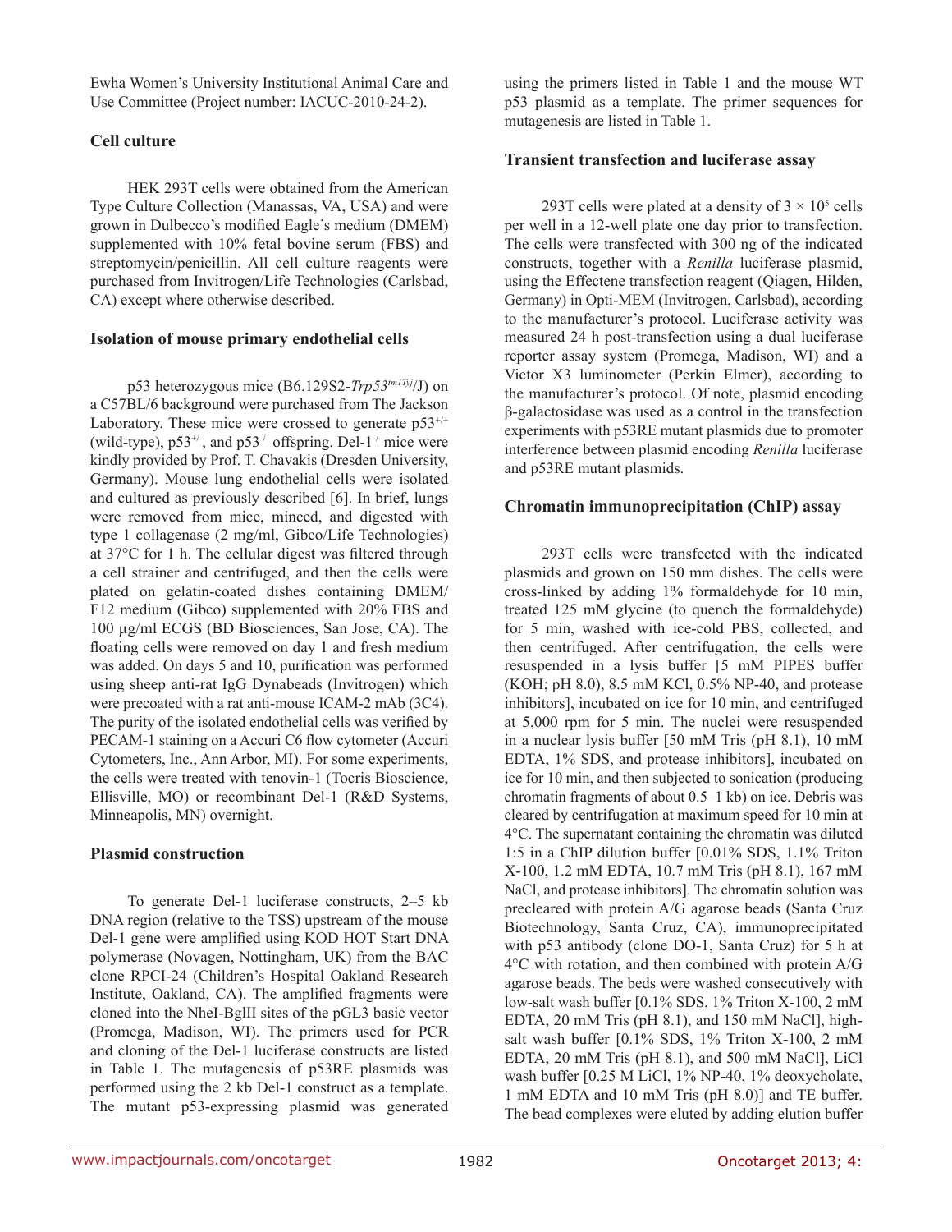Ewha Women's University Institutional Animal Care and Use Committee (Project number: IACUC-2010-24-2).

### Cell culture

HEK 293T cells were obtained from the American Type Culture Collection (Manassas, VA, USA) and were grown in Dulbecco's modified Eagle's medium (DMEM) supplemented with 10% fetal bovine serum (FBS) and streptomycin/penicillin. All cell culture reagents were purchased from Invitrogen/Life Technologies (Carlsbad, CA) except where otherwise described.

### Isolation of mouse primary endothelial cells

p53 heterozygous mice (B6.129S2-*Trp53*$^{tm1Tyj}$/J) on a C57BL/6 background were purchased from The Jackson Laboratory. These mice were crossed to generate p53$^{+/+}$ (wild-type), p53$^{+/-}$, and p53$^{-/-}$ offspring. Del-1$^{-/-}$ mice were kindly provided by Prof. T. Chavakis (Dresden University, Germany). Mouse lung endothelial cells were isolated and cultured as previously described [6]. In brief, lungs were removed from mice, minced, and digested with type 1 collagenase (2 mg/ml, Gibco/Life Technologies) at 37°C for 1 h. The cellular digest was filtered through a cell strainer and centrifuged, and then the cells were plated on gelatin-coated dishes containing DMEM/F12 medium (Gibco) supplemented with 20% FBS and 100 µg/ml ECGS (BD Biosciences, San Jose, CA). The floating cells were removed on day 1 and fresh medium was added. On days 5 and 10, purification was performed using sheep anti-rat IgG Dynabeads (Invitrogen) which were precoated with a rat anti-mouse ICAM-2 mAb (3C4). The purity of the isolated endothelial cells was verified by PECAM-1 staining on a Accuri C6 flow cytometer (Accuri Cytometers, Inc., Ann Arbor, MI). For some experiments, the cells were treated with tenovin-1 (Tocris Bioscience, Ellisville, MO) or recombinant Del-1 (R&D Systems, Minneapolis, MN) overnight.

### Plasmid construction

To generate Del-1 luciferase constructs, 2–5 kb DNA region (relative to the TSS) upstream of the mouse Del-1 gene were amplified using KOD HOT Start DNA polymerase (Novagen, Nottingham, UK) from the BAC clone RPCI-24 (Children's Hospital Oakland Research Institute, Oakland, CA). The amplified fragments were cloned into the NheI-BglII sites of the pGL3 basic vector (Promega, Madison, WI). The primers used for PCR and cloning of the Del-1 luciferase constructs are listed in Table 1. The mutagenesis of p53RE plasmids was performed using the 2 kb Del-1 construct as a template. The mutant p53-expressing plasmid was generated using the primers listed in Table 1 and the mouse WT p53 plasmid as a template. The primer sequences for mutagenesis are listed in Table 1.

### Transient transfection and luciferase assay

293T cells were plated at a density of $3 \times 10^5$ cells per well in a 12-well plate one day prior to transfection. The cells were transfected with 300 ng of the indicated constructs, together with a *Renilla* luciferase plasmid, using the Effectene transfection reagent (Qiagen, Hilden, Germany) in Opti-MEM (Invitrogen, Carlsbad), according to the manufacturer's protocol. Luciferase activity was measured 24 h post-transfection using a dual luciferase reporter assay system (Promega, Madison, WI) and a Victor X3 luminometer (Perkin Elmer), according to the manufacturer's protocol. Of note, plasmid encoding β-galactosidase was used as a control in the transfection experiments with p53RE mutant plasmids due to promoter interference between plasmid encoding *Renilla* luciferase and p53RE mutant plasmids.

### Chromatin immunoprecipitation (ChIP) assay

293T cells were transfected with the indicated plasmids and grown on 150 mm dishes. The cells were cross-linked by adding 1% formaldehyde for 10 min, treated 125 mM glycine (to quench the formaldehyde) for 5 min, washed with ice-cold PBS, collected, and then centrifuged. After centrifugation, the cells were resuspended in a lysis buffer [5 mM PIPES buffer (KOH; pH 8.0), 8.5 mM KCl, 0.5% NP-40, and protease inhibitors], incubated on ice for 10 min, and centrifuged at 5,000 rpm for 5 min. The nuclei were resuspended in a nuclear lysis buffer [50 mM Tris (pH 8.1), 10 mM EDTA, 1% SDS, and protease inhibitors], incubated on ice for 10 min, and then subjected to sonication (producing chromatin fragments of about 0.5–1 kb) on ice. Debris was cleared by centrifugation at maximum speed for 10 min at 4°C. The supernatant containing the chromatin was diluted 1:5 in a ChIP dilution buffer [0.01% SDS, 1.1% Triton X-100, 1.2 mM EDTA, 10.7 mM Tris (pH 8.1), 167 mM NaCl, and protease inhibitors]. The chromatin solution was precleared with protein A/G agarose beads (Santa Cruz Biotechnology, Santa Cruz, CA), immunoprecipitated with p53 antibody (clone DO-1, Santa Cruz) for 5 h at 4°C with rotation, and then combined with protein A/G agarose beads. The beds were washed consecutively with low-salt wash buffer [0.1% SDS, 1% Triton X-100, 2 mM EDTA, 20 mM Tris (pH 8.1), and 150 mM NaCl], high-salt wash buffer [0.1% SDS, 1% Triton X-100, 2 mM EDTA, 20 mM Tris (pH 8.1), and 500 mM NaCl], LiCl wash buffer [0.25 M LiCl, 1% NP-40, 1% deoxycholate, 1 mM EDTA and 10 mM Tris (pH 8.0)] and TE buffer. The bead complexes were eluted by adding elution buffer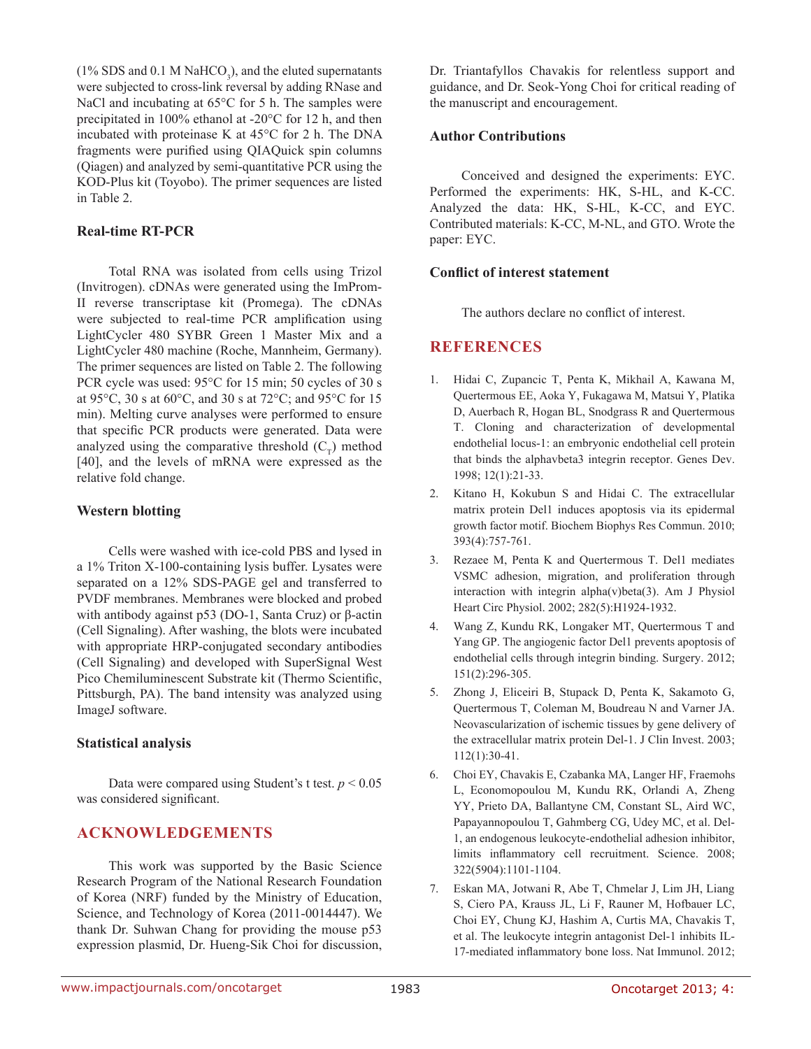(1% SDS and 0.1 M $NaHCO_3$), and the eluted supernatants were subjected to cross-link reversal by adding RNase and NaCl and incubating at 65°C for 5 h. The samples were precipitated in 100% ethanol at -20°C for 12 h, and then incubated with proteinase K at 45°C for 2 h. The DNA fragments were purified using QIAQuick spin columns (Qiagen) and analyzed by semi-quantitative PCR using the KOD-Plus kit (Toyobo). The primer sequences are listed in Table 2.

### Real-time RT-PCR

Total RNA was isolated from cells using Trizol (Invitrogen). cDNAs were generated using the ImProm-II reverse transcriptase kit (Promega). The cDNAs were subjected to real-time PCR amplification using LightCycler 480 SYBR Green 1 Master Mix and a LightCycler 480 machine (Roche, Mannheim, Germany). The primer sequences are listed on Table 2. The following PCR cycle was used: 95°C for 15 min; 50 cycles of 30 s at 95°C, 30 s at 60°C, and 30 s at 72°C; and 95°C for 15 min). Melting curve analyses were performed to ensure that specific PCR products were generated. Data were analyzed using the comparative threshold ($C_T$) method [40], and the levels of mRNA were expressed as the relative fold change.

### Western blotting

Cells were washed with ice-cold PBS and lysed in a 1% Triton X-100-containing lysis buffer. Lysates were separated on a 12% SDS-PAGE gel and transferred to PVDF membranes. Membranes were blocked and probed with antibody against p53 (DO-1, Santa Cruz) or β-actin (Cell Signaling). After washing, the blots were incubated with appropriate HRP-conjugated secondary antibodies (Cell Signaling) and developed with SuperSignal West Pico Chemiluminescent Substrate kit (Thermo Scientific, Pittsburgh, PA). The band intensity was analyzed using ImageJ software.

### Statistical analysis

Data were compared using Student's t test. $p < 0.05$ was considered significant.

## ACKNOWLEDGEMENTS

This work was supported by the Basic Science Research Program of the National Research Foundation of Korea (NRF) funded by the Ministry of Education, Science, and Technology of Korea (2011-0014447). We thank Dr. Suhwan Chang for providing the mouse p53 expression plasmid, Dr. Hueng-Sik Choi for discussion, Dr. Triantafyllos Chavakis for relentless support and guidance, and Dr. Seok-Yong Choi for critical reading of the manuscript and encouragement.

### Author Contributions

Conceived and designed the experiments: EYC. Performed the experiments: HK, S-HL, and K-CC. Analyzed the data: HK, S-HL, K-CC, and EYC. Contributed materials: K-CC, M-NL, and GTO. Wrote the paper: EYC.

### Conflict of interest statement

The authors declare no conflict of interest.

## REFERENCES

1. Hidai C, Zupancic T, Penta K, Mikhail A, Kawana M, Quertermous EE, Aoka Y, Fukagawa M, Matsui Y, Platika D, Auerbach R, Hogan BL, Snodgrass R and Quertermous T. Cloning and characterization of developmental endothelial locus-1: an embryonic endothelial cell protein that binds the alphavbeta3 integrin receptor. Genes Dev. 1998; 12(1):21-33.
2. Kitano H, Kokubun S and Hidai C. The extracellular matrix protein Del1 induces apoptosis via its epidermal growth factor motif. Biochem Biophys Res Commun. 2010; 393(4):757-761.
3. Rezaee M, Penta K and Quertermous T. Del1 mediates VSMC adhesion, migration, and proliferation through interaction with integrin alpha(v)beta(3). Am J Physiol Heart Circ Physiol. 2002; 282(5):H1924-1932.
4. Wang Z, Kundu RK, Longaker MT, Quertermous T and Yang GP. The angiogenic factor Del1 prevents apoptosis of endothelial cells through integrin binding. Surgery. 2012; 151(2):296-305.
5. Zhong J, Eliceiri B, Stupack D, Penta K, Sakamoto G, Quertermous T, Coleman M, Boudreau N and Varner JA. Neovascularization of ischemic tissues by gene delivery of the extracellular matrix protein Del-1. J Clin Invest. 2003; 112(1):30-41.
6. Choi EY, Chavakis E, Czabanka MA, Langer HF, Fraemohs L, Economopoulou M, Kundu RK, Orlandi A, Zheng YY, Prieto DA, Ballantyne CM, Constant SL, Aird WC, Papayannopoulou T, Gahmberg CG, Udey MC, et al. Del-1, an endogenous leukocyte-endothelial adhesion inhibitor, limits inflammatory cell recruitment. Science. 2008; 322(5904):1101-1104.
7. Eskan MA, Jotwani R, Abe T, Chmelar J, Lim JH, Liang S, Ciero PA, Krauss JL, Li F, Rauner M, Hofbauer LC, Choi EY, Chung KJ, Hashim A, Curtis MA, Chavakis T, et al. The leukocyte integrin antagonist Del-1 inhibits IL-17-mediated inflammatory bone loss. Nat Immunol. 2012;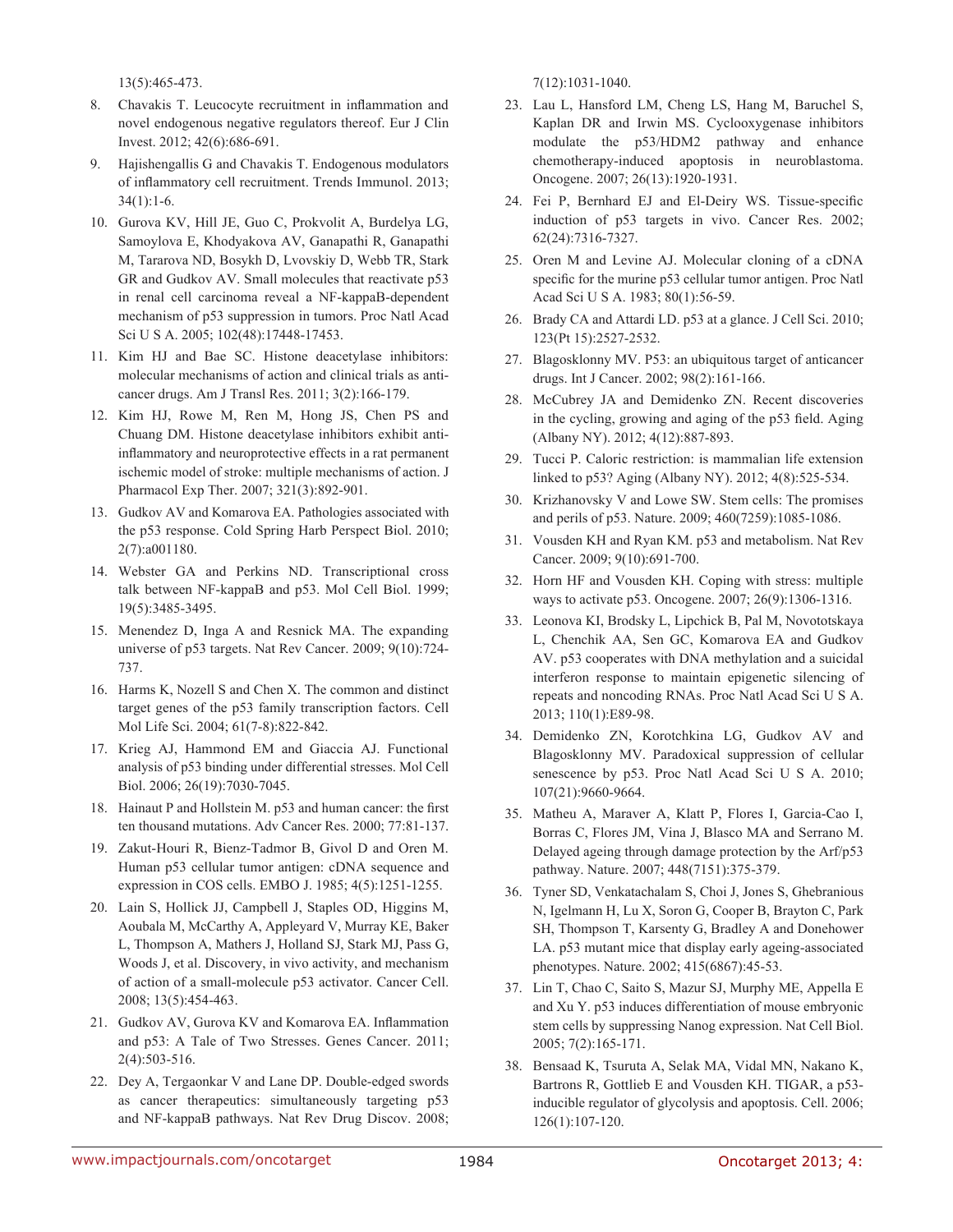13(5):465-473.

8. Chavakis T. Leucocyte recruitment in inflammation and novel endogenous negative regulators thereof. Eur J Clin Invest. 2012; 42(6):686-691.

9. Hajishengallis G and Chavakis T. Endogenous modulators of inflammatory cell recruitment. Trends Immunol. 2013; 34(1):1-6.

10. Gurova KV, Hill JE, Guo C, Prokvolit A, Burdelya LG, Samoylova E, Khodyakova AV, Ganapathi R, Ganapathi M, Tararova ND, Bosykh D, Lvovskiy D, Webb TR, Stark GR and Gudkov AV. Small molecules that reactivate p53 in renal cell carcinoma reveal a NF-kappaB-dependent mechanism of p53 suppression in tumors. Proc Natl Acad Sci U S A. 2005; 102(48):17448-17453.

11. Kim HJ and Bae SC. Histone deacetylase inhibitors: molecular mechanisms of action and clinical trials as anti-cancer drugs. Am J Transl Res. 2011; 3(2):166-179.

12. Kim HJ, Rowe M, Ren M, Hong JS, Chen PS and Chuang DM. Histone deacetylase inhibitors exhibit anti-inflammatory and neuroprotective effects in a rat permanent ischemic model of stroke: multiple mechanisms of action. J Pharmacol Exp Ther. 2007; 321(3):892-901.

13. Gudkov AV and Komarova EA. Pathologies associated with the p53 response. Cold Spring Harb Perspect Biol. 2010; 2(7):a001180.

14. Webster GA and Perkins ND. Transcriptional cross talk between NF-kappaB and p53. Mol Cell Biol. 1999; 19(5):3485-3495.

15. Menendez D, Inga A and Resnick MA. The expanding universe of p53 targets. Nat Rev Cancer. 2009; 9(10):724-737.

16. Harms K, Nozell S and Chen X. The common and distinct target genes of the p53 family transcription factors. Cell Mol Life Sci. 2004; 61(7-8):822-842.

17. Krieg AJ, Hammond EM and Giaccia AJ. Functional analysis of p53 binding under differential stresses. Mol Cell Biol. 2006; 26(19):7030-7045.

18. Hainaut P and Hollstein M. p53 and human cancer: the first ten thousand mutations. Adv Cancer Res. 2000; 77:81-137.

19. Zakut-Houri R, Bienz-Tadmor B, Givol D and Oren M. Human p53 cellular tumor antigen: cDNA sequence and expression in COS cells. EMBO J. 1985; 4(5):1251-1255.

20. Lain S, Hollick JJ, Campbell J, Staples OD, Higgins M, Aoubala M, McCarthy A, Appleyard V, Murray KE, Baker L, Thompson A, Mathers J, Holland SJ, Stark MJ, Pass G, Woods J, et al. Discovery, in vivo activity, and mechanism of action of a small-molecule p53 activator. Cancer Cell. 2008; 13(5):454-463.

21. Gudkov AV, Gurova KV and Komarova EA. Inflammation and p53: A Tale of Two Stresses. Genes Cancer. 2011; 2(4):503-516.

22. Dey A, Tergaonkar V and Lane DP. Double-edged swords as cancer therapeutics: simultaneously targeting p53 and NF-kappaB pathways. Nat Rev Drug Discov. 2008; 7(12):1031-1040.

23. Lau L, Hansford LM, Cheng LS, Hang M, Baruchel S, Kaplan DR and Irwin MS. Cyclooxygenase inhibitors modulate the p53/HDM2 pathway and enhance chemotherapy-induced apoptosis in neuroblastoma. Oncogene. 2007; 26(13):1920-1931.

24. Fei P, Bernhard EJ and El-Deiry WS. Tissue-specific induction of p53 targets in vivo. Cancer Res. 2002; 62(24):7316-7327.

25. Oren M and Levine AJ. Molecular cloning of a cDNA specific for the murine p53 cellular tumor antigen. Proc Natl Acad Sci U S A. 1983; 80(1):56-59.

26. Brady CA and Attardi LD. p53 at a glance. J Cell Sci. 2010; 123(Pt 15):2527-2532.

27. Blagosklonny MV. P53: an ubiquitous target of anticancer drugs. Int J Cancer. 2002; 98(2):161-166.

28. McCubrey JA and Demidenko ZN. Recent discoveries in the cycling, growing and aging of the p53 field. Aging (Albany NY). 2012; 4(12):887-893.

29. Tucci P. Caloric restriction: is mammalian life extension linked to p53? Aging (Albany NY). 2012; 4(8):525-534.

30. Krizhanovsky V and Lowe SW. Stem cells: The promises and perils of p53. Nature. 2009; 460(7259):1085-1086.

31. Vousden KH and Ryan KM. p53 and metabolism. Nat Rev Cancer. 2009; 9(10):691-700.

32. Horn HF and Vousden KH. Coping with stress: multiple ways to activate p53. Oncogene. 2007; 26(9):1306-1316.

33. Leonova KI, Brodsky L, Lipchick B, Pal M, Novototskaya L, Chenchik AA, Sen GC, Komarova EA and Gudkov AV. p53 cooperates with DNA methylation and a suicidal interferon response to maintain epigenetic silencing of repeats and noncoding RNAs. Proc Natl Acad Sci U S A. 2013; 110(1):E89-98.

34. Demidenko ZN, Korotchkina LG, Gudkov AV and Blagosklonny MV. Paradoxical suppression of cellular senescence by p53. Proc Natl Acad Sci U S A. 2010; 107(21):9660-9664.

35. Matheu A, Maraver A, Klatt P, Flores I, Garcia-Cao I, Borras C, Flores JM, Vina J, Blasco MA and Serrano M. Delayed ageing through damage protection by the Arf/p53 pathway. Nature. 2007; 448(7151):375-379.

36. Tyner SD, Venkatachalam S, Choi J, Jones S, Ghebranious N, Igelmann H, Lu X, Soron G, Cooper B, Brayton C, Park SH, Thompson T, Karsenty G, Bradley A and Donehower LA. p53 mutant mice that display early ageing-associated phenotypes. Nature. 2002; 415(6867):45-53.

37. Lin T, Chao C, Saito S, Mazur SJ, Murphy ME, Appella E and Xu Y. p53 induces differentiation of mouse embryonic stem cells by suppressing Nanog expression. Nat Cell Biol. 2005; 7(2):165-171.

38. Bensaad K, Tsuruta A, Selak MA, Vidal MN, Nakano K, Bartrons R, Gottlieb E and Vousden KH. TIGAR, a p53-inducible regulator of glycolysis and apoptosis. Cell. 2006; 126(1):107-120.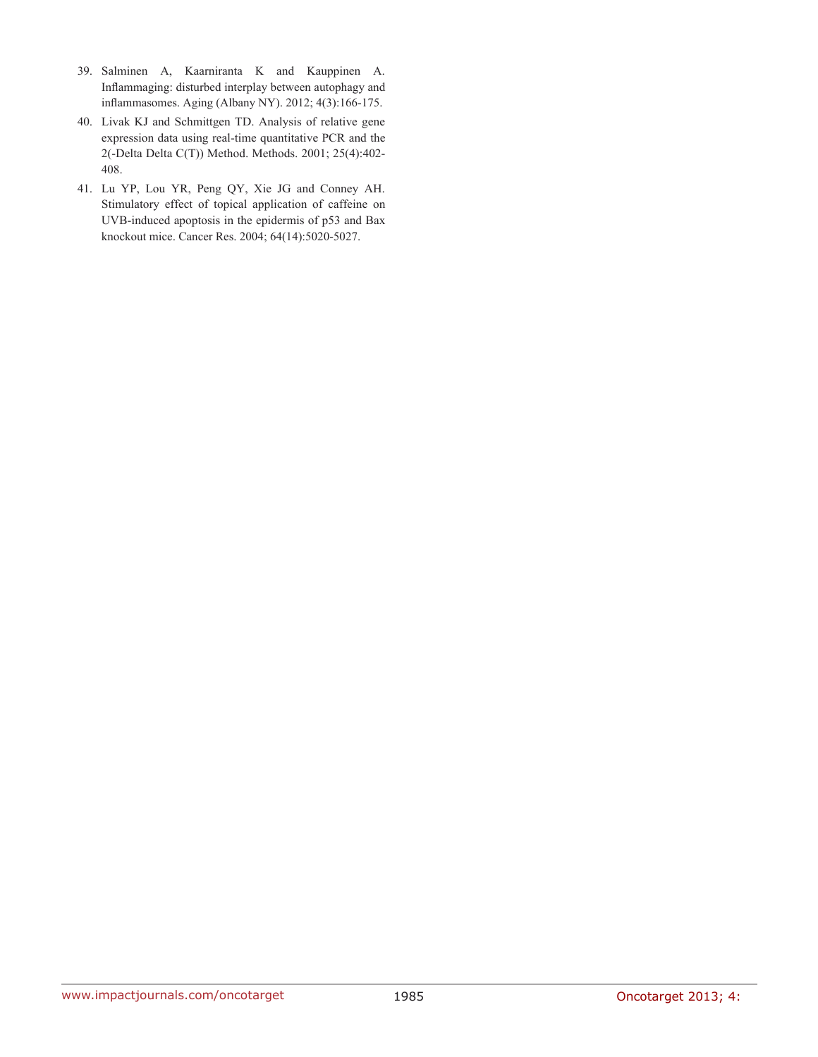39. Salminen A, Kaarniranta K and Kauppinen A. Inflammaging: disturbed interplay between autophagy and inflammasomes. Aging (Albany NY). 2012; 4(3):166-175.
40. Livak KJ and Schmittgen TD. Analysis of relative gene expression data using real-time quantitative PCR and the 2(-Delta Delta C(T)) Method. Methods. 2001; 25(4):402-408.
41. Lu YP, Lou YR, Peng QY, Xie JG and Conney AH. Stimulatory effect of topical application of caffeine on UVB-induced apoptosis in the epidermis of p53 and Bax knockout mice. Cancer Res. 2004; 64(14):5020-5027.